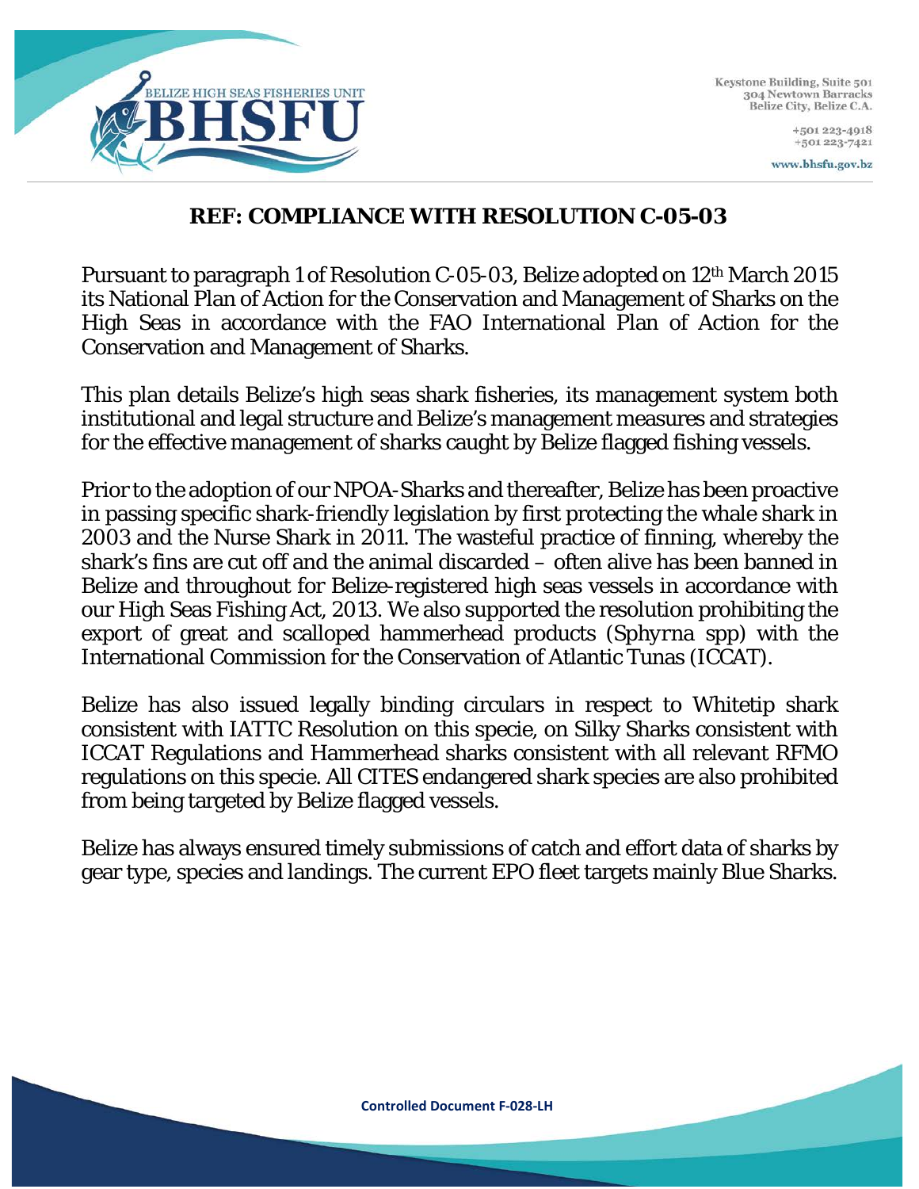BELIZE HIGH SEAS FISHERIES UNIT

**BHSFU**

Keystone Building, Suite 501
304 Newtown Barracks
Belize City, Belize C.A.

+501 223-4918
+501 223-7421

www.bhsfu.gov.bz

## REF: COMPLIANCE WITH RESOLUTION C-05-03

Pursuant to paragraph 1 of Resolution C-05-03, Belize adopted on 12th March 2015 its National Plan of Action for the Conservation and Management of Sharks on the High Seas in accordance with the FAO International Plan of Action for the Conservation and Management of Sharks.

This plan details Belize's high seas shark fisheries, its management system both institutional and legal structure and Belize's management measures and strategies for the effective management of sharks caught by Belize flagged fishing vessels.

Prior to the adoption of our NPOA-Sharks and thereafter, Belize has been proactive in passing specific shark-friendly legislation by first protecting the whale shark in 2003 and the Nurse Shark in 2011. The wasteful practice of finning, whereby the shark's fins are cut off and the animal discarded – often alive has been banned in Belize and throughout for Belize-registered high seas vessels in accordance with our High Seas Fishing Act, 2013. We also supported the resolution prohibiting the export of great and scalloped hammerhead products (*Sphyrna* spp) with the International Commission for the Conservation of Atlantic Tunas (ICCAT).

Belize has also issued legally binding circulars in respect to Whitetip shark consistent with IATTC Resolution on this specie, on Silky Sharks consistent with ICCAT Regulations and Hammerhead sharks consistent with all relevant RFMO regulations on this specie. All CITES endangered shark species are also prohibited from being targeted by Belize flagged vessels.

Belize has always ensured timely submissions of catch and effort data of sharks by gear type, species and landings. The current EPO fleet targets mainly Blue Sharks.

**Controlled Document F-028-LH**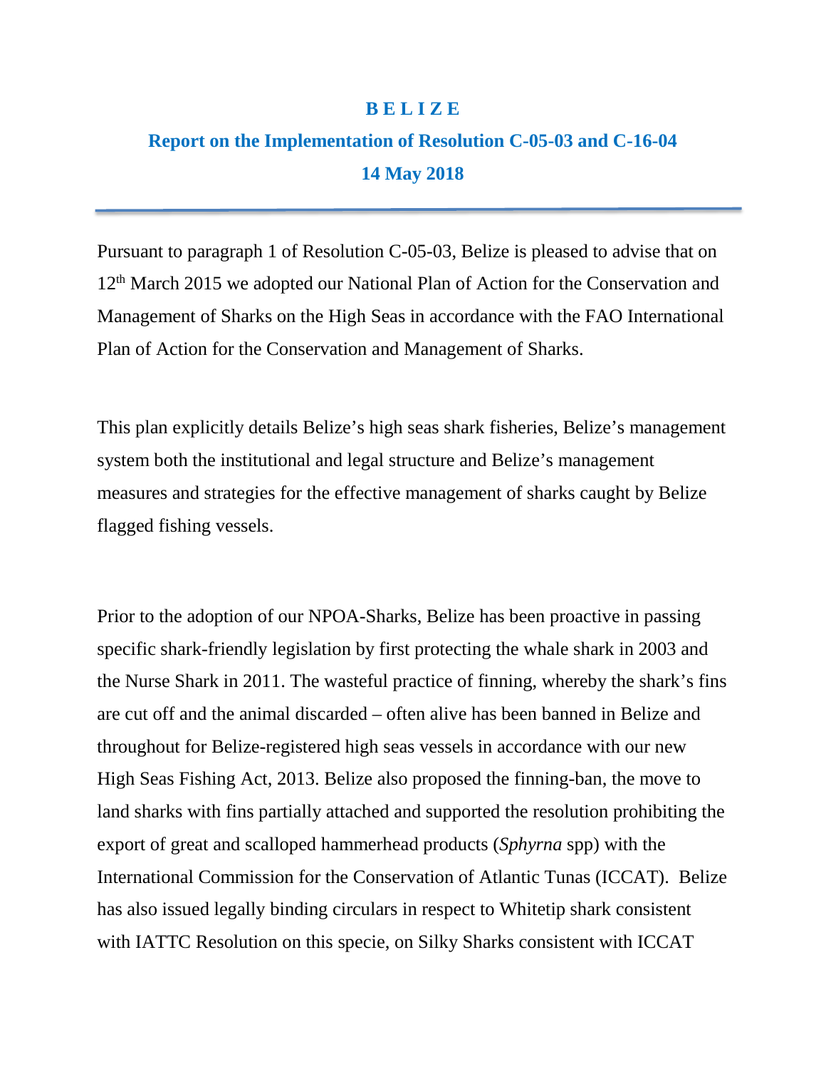# B E L I Z E

## Report on the Implementation of Resolution C-05-03 and C-16-04

## 14 May 2018

---

Pursuant to paragraph 1 of Resolution C-05-03, Belize is pleased to advise that on 12th March 2015 we adopted our National Plan of Action for the Conservation and Management of Sharks on the High Seas in accordance with the FAO International Plan of Action for the Conservation and Management of Sharks.

This plan explicitly details Belize's high seas shark fisheries, Belize's management system both the institutional and legal structure and Belize's management measures and strategies for the effective management of sharks caught by Belize flagged fishing vessels.

Prior to the adoption of our NPOA-Sharks, Belize has been proactive in passing specific shark-friendly legislation by first protecting the whale shark in 2003 and the Nurse Shark in 2011. The wasteful practice of finning, whereby the shark's fins are cut off and the animal discarded – often alive has been banned in Belize and throughout for Belize-registered high seas vessels in accordance with our new High Seas Fishing Act, 2013. Belize also proposed the finning-ban, the move to land sharks with fins partially attached and supported the resolution prohibiting the export of great and scalloped hammerhead products (*Sphyrna* spp) with the International Commission for the Conservation of Atlantic Tunas (ICCAT). Belize has also issued legally binding circulars in respect to Whitetip shark consistent with IATTC Resolution on this specie, on Silky Sharks consistent with ICCAT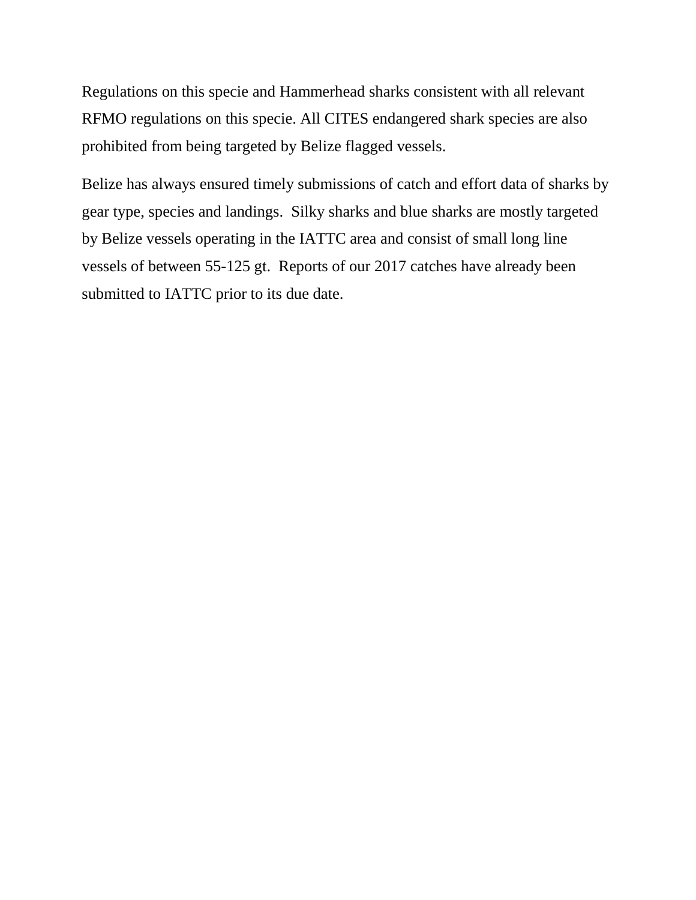Regulations on this specie and Hammerhead sharks consistent with all relevant RFMO regulations on this specie. All CITES endangered shark species are also prohibited from being targeted by Belize flagged vessels.

Belize has always ensured timely submissions of catch and effort data of sharks by gear type, species and landings.  Silky sharks and blue sharks are mostly targeted by Belize vessels operating in the IATTC area and consist of small long line vessels of between 55-125 gt.  Reports of our 2017 catches have already been submitted to IATTC prior to its due date.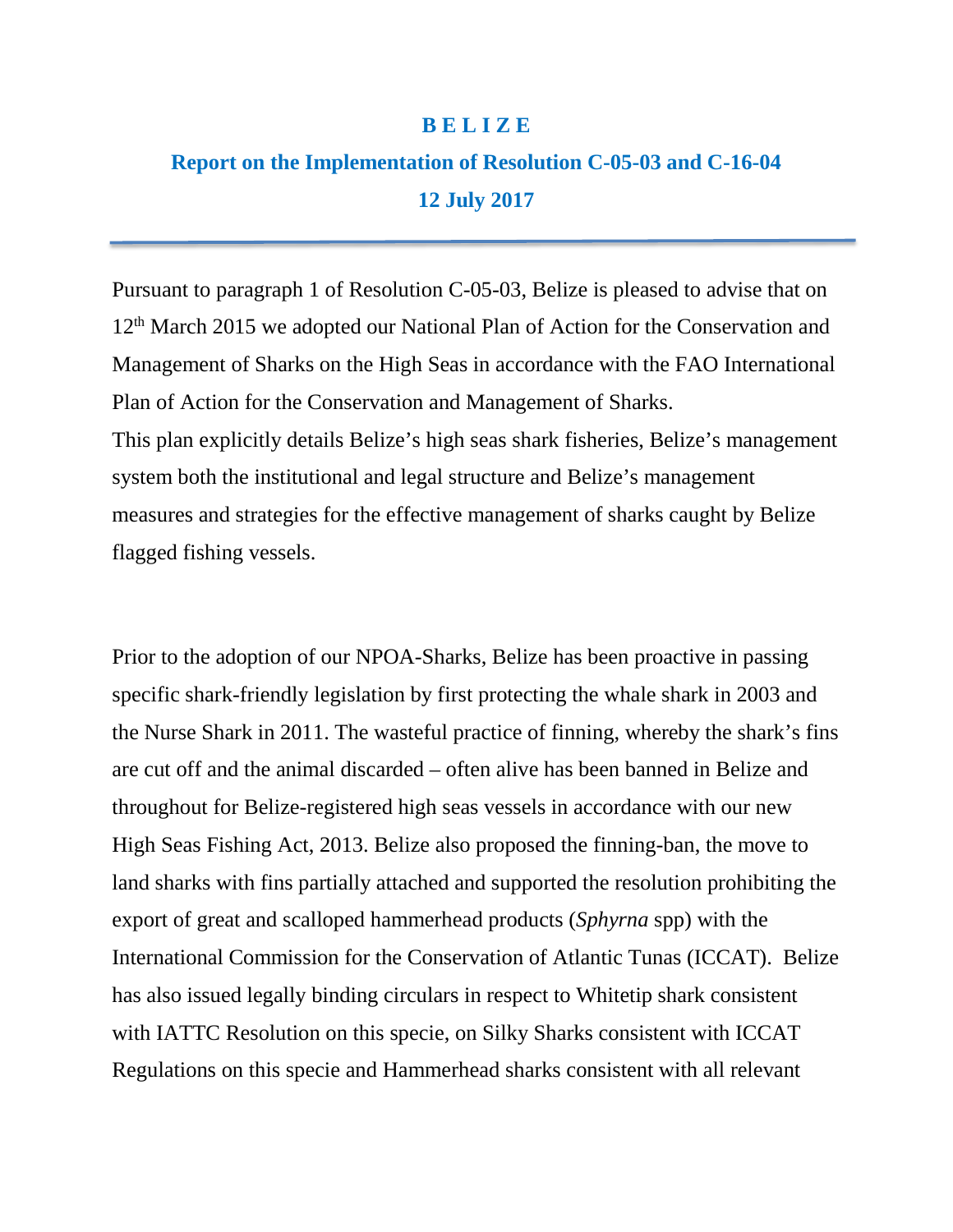# B E L I Z E

## Report on the Implementation of Resolution C-05-03 and C-16-04

## 12 July 2017

---

Pursuant to paragraph 1 of Resolution C-05-03, Belize is pleased to advise that on 12th March 2015 we adopted our National Plan of Action for the Conservation and Management of Sharks on the High Seas in accordance with the FAO International Plan of Action for the Conservation and Management of Sharks.
This plan explicitly details Belize's high seas shark fisheries, Belize's management system both the institutional and legal structure and Belize's management measures and strategies for the effective management of sharks caught by Belize flagged fishing vessels.

Prior to the adoption of our NPOA-Sharks, Belize has been proactive in passing specific shark-friendly legislation by first protecting the whale shark in 2003 and the Nurse Shark in 2011. The wasteful practice of finning, whereby the shark's fins are cut off and the animal discarded – often alive has been banned in Belize and throughout for Belize-registered high seas vessels in accordance with our new High Seas Fishing Act, 2013. Belize also proposed the finning-ban, the move to land sharks with fins partially attached and supported the resolution prohibiting the export of great and scalloped hammerhead products (*Sphyrna* spp) with the International Commission for the Conservation of Atlantic Tunas (ICCAT). Belize has also issued legally binding circulars in respect to Whitetip shark consistent with IATTC Resolution on this specie, on Silky Sharks consistent with ICCAT Regulations on this specie and Hammerhead sharks consistent with all relevant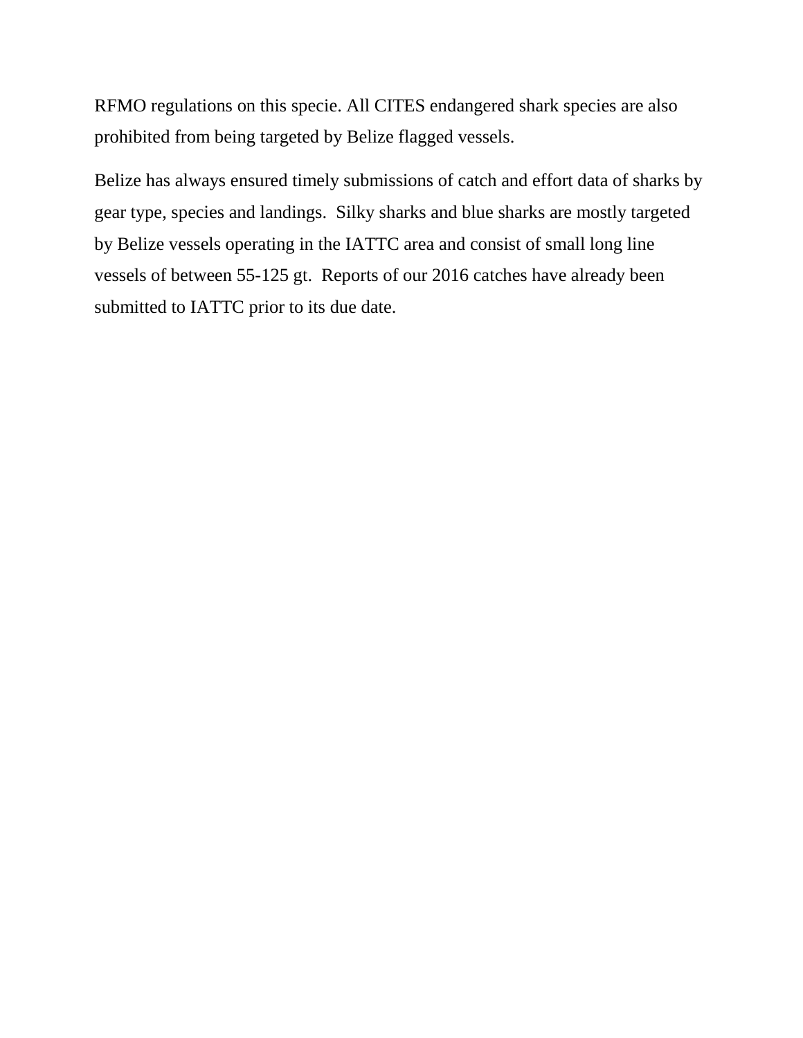RFMO regulations on this specie. All CITES endangered shark species are also prohibited from being targeted by Belize flagged vessels.

Belize has always ensured timely submissions of catch and effort data of sharks by gear type, species and landings. Silky sharks and blue sharks are mostly targeted by Belize vessels operating in the IATTC area and consist of small long line vessels of between 55-125 gt. Reports of our 2016 catches have already been submitted to IATTC prior to its due date.